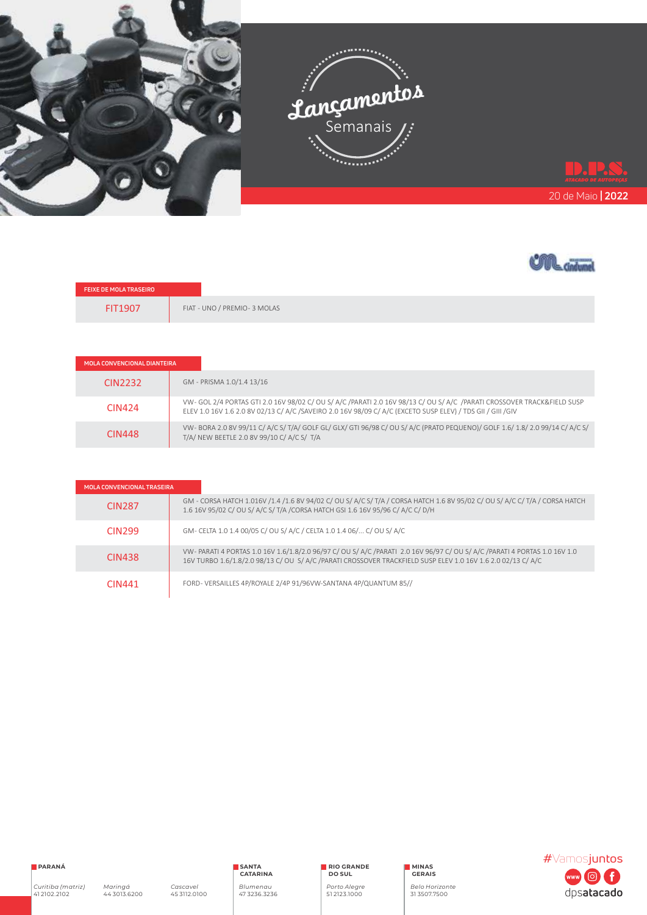# Lançamentos Semanais

D.P.S. ATACADO DE AUTOPEÇAS

20 de Maio | **2022**

Cindumel

| FEIXE DE MOLA TRASEIRO | |
|---|---|
| FIT1907 | FIAT - UNO / PREMIO - 3 MOLAS |

| MOLA CONVENCIONAL DIANTEIRA | |
|---|---|
| CIN2232 | GM - PRISMA 1.0/1.4 13/16 |
| CIN424 | VW- GOL 2/4 PORTAS GTI 2.0 16V 98/02 C/ OU S/ A/C /PARATI 2.0 16V 98/13 C/ OU S/ A/C /PARATI CROSSOVER TRACK&FIELD SUSP ELEV 1.0 16V 1.6 2.0 8V 02/13 C/ A/C /SAVEIRO 2.0 16V 98/09 C/ A/C (EXCETO SUSP ELEV) / TDS GII / GIII /GIV |
| CIN448 | VW- BORA 2.0 8V 99/11 C/ A/C S/ T/A/ GOLF GL/ GLX/ GTI 96/98 C/ OU S/ A/C (PRATO PEQUENO)/ GOLF 1.6/ 1.8/ 2.0 99/14 C/ A/C S/ T/A/ NEW BEETLE 2.0 8V 99/10 C/ A/C S/ T/A |

| MOLA CONVENCIONAL TRASEIRA | |
|---|---|
| CIN287 | GM - CORSA HATCH 1.016V /1.4 /1.6 8V 94/02 C/ OU S/ A/C S/ T/A / CORSA HATCH 1.6 8V 95/02 C/ OU S/ A/C C/ T/A / CORSA HATCH 1.6 16V 95/02 C/ OU S/ A/C S/ T/A /CORSA HATCH GSI 1.6 16V 95/96 C/ A/C C/ D/H |
| CIN299 | GM- CELTA 1.0 1.4 00/05 C/ OU S/ A/C / CELTA 1.0 1.4 06/... C/ OU S/ A/C |
| CIN438 | VW- PARATI 4 PORTAS 1.0 16V 1.6/1.8/2.0 96/97 C/ OU S/ A/C /PARATI 2.0 16V 96/97 C/ OU S/ A/C /PARATI 4 PORTAS 1.0 16V 1.0 16V TURBO 1.6/1.8/2.0 98/13 C/ OU S/ A/C /PARATI CROSSOVER TRACKFIELD SUSP ELEV 1.0 16V 1.6 2.0 02/13 C/ A/C |
| CIN441 | FORD- VERSAILLES 4P/ROYALE 2/4P 91/96VW-SANTANA 4P/QUANTUM 85// |

**PARANÁ**
*Curitiba (matriz)* 41 2102.2102
*Maringá* 44 3013.6200
*Cascavel* 45 3112.0100

**SANTA CATARINA**
*Blumenau* 47 3236.3236

**RIO GRANDE DO SUL**
*Porto Alegre* 51 2123.1000

**MINAS GERAIS**
*Belo Horizonte* 31 3507.7500

#Vamosjuntos
dpsatacado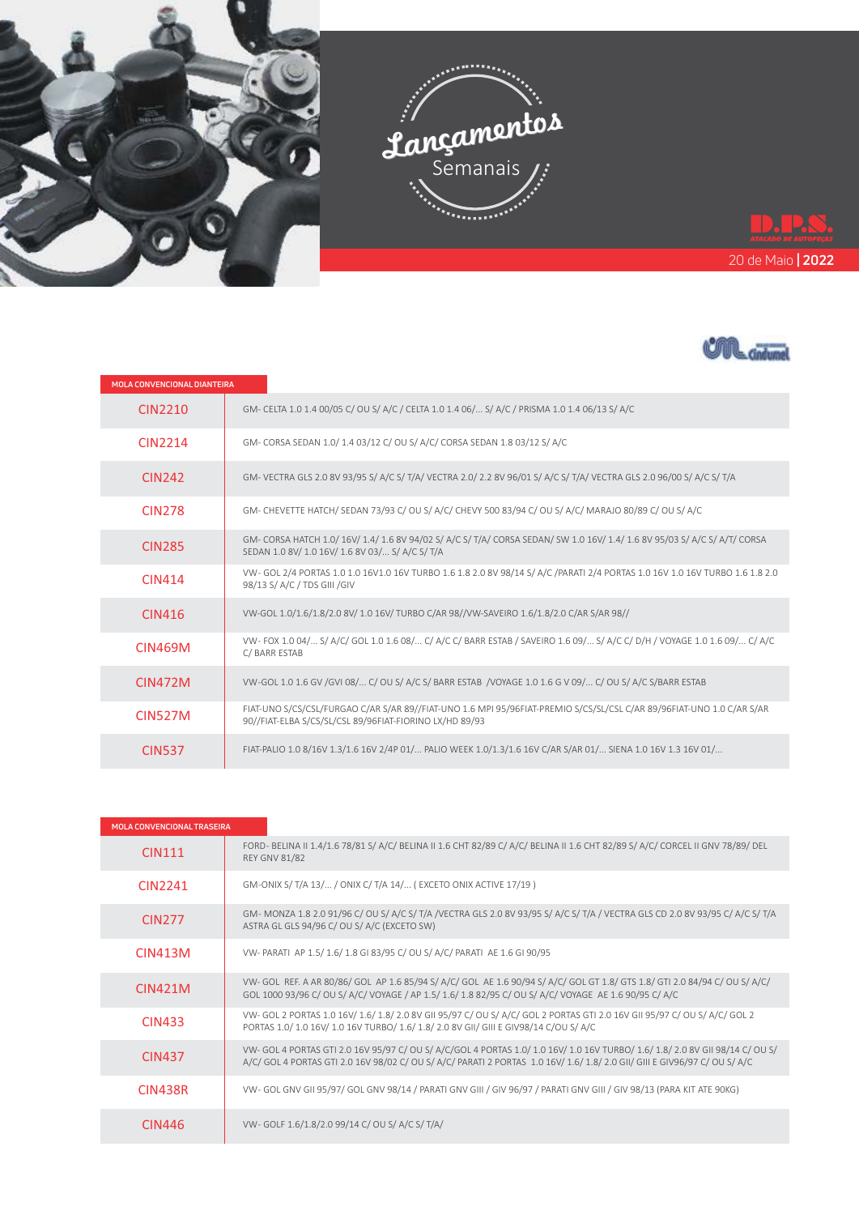# Lançamentos Semanais

D.P.S. ATACADO DE AUTOPEÇAS

20 de Maio | **2022**

Cindumel

| MOLA CONVENCIONAL DIANTEIRA | |
|---|---|
| CIN2210 | GM- CELTA 1.0 1.4 00/05 C/ OU S/ A/C / CELTA 1.0 1.4 06/... S/ A/C / PRISMA 1.0 1.4 06/13 S/ A/C |
| CIN2214 | GM- CORSA SEDAN 1.0/ 1.4 03/12 C/ OU S/ A/C/ CORSA SEDAN 1.8 03/12 S/ A/C |
| CIN242 | GM- VECTRA GLS 2.0 8V 93/95 S/ A/C S/ T/A/ VECTRA 2.0/ 2.2 8V 96/01 S/ A/C S/ T/A/ VECTRA GLS 2.0 96/00 S/ A/C S/ T/A |
| CIN278 | GM- CHEVETTE HATCH/ SEDAN 73/93 C/ OU S/ A/C/ CHEVY 500 83/94 C/ OU S/ A/C/ MARAJO 80/89 C/ OU S/ A/C |
| CIN285 | GM- CORSA HATCH 1.0/ 16V/ 1.4/ 1.6 8V 94/02 S/ A/C S/ T/A/ CORSA SEDAN/ SW 1.0 16V/ 1.4/ 1.6 8V 95/03 S/ A/C S/ A/T/ CORSA SEDAN 1.0 8V/ 1.0 16V/ 1.6 8V 03/... S/ A/C S/ T/A |
| CIN414 | VW- GOL 2/4 PORTAS 1.0 1.0 16V1.0 16V TURBO 1.6 1.8 2.0 8V 98/14 S/ A/C /PARATI 2/4 PORTAS 1.0 16V 1.0 16V TURBO 1.6 1.8 2.0 98/13 S/ A/C / TDS GIII /GIV |
| CIN416 | VW-GOL 1.0/1.6/1.8/2.0 8V/ 1.0 16V/ TURBO C/AR 98//VW-SAVEIRO 1.6/1.8/2.0 C/AR S/AR 98// |
| CIN469M | VW- FOX 1.0 04/... S/ A/C/ GOL 1.0 1.6 08/... C/ A/C C/ BARR ESTAB / SAVEIRO 1.6 09/... S/ A/C C/ D/H / VOYAGE 1.0 1.6 09/... C/ A/C C/ BARR ESTAB |
| CIN472M | VW-GOL 1.0 1.6 GV /GVI 08/... C/ OU S/ A/C S/ BARR ESTAB /VOYAGE 1.0 1.6 G V 09/... C/ OU S/ A/C S/BARR ESTAB |
| CIN527M | FIAT-UNO S/CS/CSL/FURGAO C/AR S/AR 89//FIAT-UNO 1.6 MPI 95/96FIAT-PREMIO S/CS/SL/CSL C/AR 89/96FIAT-UNO 1.0 C/AR S/AR 90//FIAT-ELBA S/CS/SL/CSL 89/96FIAT-FIORINO LX/HD 89/93 |
| CIN537 | FIAT-PALIO 1.0 8/16V 1.3/1.6 16V 2/4P 01/... PALIO WEEK 1.0/1.3/1.6 16V C/AR S/AR 01/... SIENA 1.0 16V 1.3 16V 01/... |

| MOLA CONVENCIONAL TRASEIRA | |
|---|---|
| CIN111 | FORD- BELINA II 1.4/1.6 78/81 S/ A/C/ BELINA II 1.6 CHT 82/89 C/ A/C/ BELINA II 1.6 CHT 82/89 S/ A/C/ CORCEL II GNV 78/89/ DEL REY GNV 81/82 |
| CIN2241 | GM-ONIX S/ T/A 13/... / ONIX C/ T/A 14/... ( EXCETO ONIX ACTIVE 17/19 ) |
| CIN277 | GM- MONZA 1.8 2.0 91/96 C/ OU S/ A/C S/ T/A /VECTRA GLS 2.0 8V 93/95 S/ A/C S/ T/A / VECTRA GLS CD 2.0 8V 93/95 C/ A/C S/ T/A ASTRA GL GLS 94/96 C/ OU S/ A/C (EXCETO SW) |
| CIN413M | VW- PARATI AP 1.5/ 1.6/ 1.8 GI 83/95 C/ OU S/ A/C/ PARATI AE 1.6 GI 90/95 |
| CIN421M | VW- GOL REF. A AR 80/86/ GOL AP 1.6 85/94 S/ A/C/ GOL AE 1.6 90/94 S/ A/C/ GOL GT 1.8/ GTS 1.8/ GTI 2.0 84/94 C/ OU S/ A/C/ GOL 1000 93/96 C/ OU S/ A/C/ VOYAGE / AP 1.5/ 1.6/ 1.8 82/95 C/ OU S/ A/C/ VOYAGE AE 1.6 90/95 C/ A/C |
| CIN433 | VW- GOL 2 PORTAS 1.0 16V/ 1.6/ 1.8/ 2.0 8V GII 95/97 C/ OU S/ A/C/ GOL 2 PORTAS GTI 2.0 16V GII 95/97 C/ OU S/ A/C/ GOL 2 PORTAS 1.0/ 1.0 16V/ 1.0 16V TURBO/ 1.6/ 1.8/ 2.0 8V GII/ GIII E GIV98/14 C/OU S/ A/C |
| CIN437 | VW- GOL 4 PORTAS GTI 2.0 16V 95/97 C/ OU S/ A/C/GOL 4 PORTAS 1.0/ 1.0 16V/ 1.0 16V TURBO/ 1.6/ 1.8/ 2.0 8V GII 98/14 C/ OU S/ A/C/ GOL 4 PORTAS GTI 2.0 16V 98/02 C/ OU S/ A/C/ PARATI 2 PORTAS 1.0 16V/ 1.6/ 1.8/ 2.0 GII/ GIII E GIV96/97 C/ OU S/ A/C |
| CIN438R | VW- GOL GNV GII 95/97/ GOL GNV 98/14 / PARATI GNV GIII / GIV 96/97 / PARATI GNV GIII / GIV 98/13 (PARA KIT ATE 90KG) |
| CIN446 | VW- GOLF 1.6/1.8/2.0 99/14 C/ OU S/ A/C S/ T/A/ |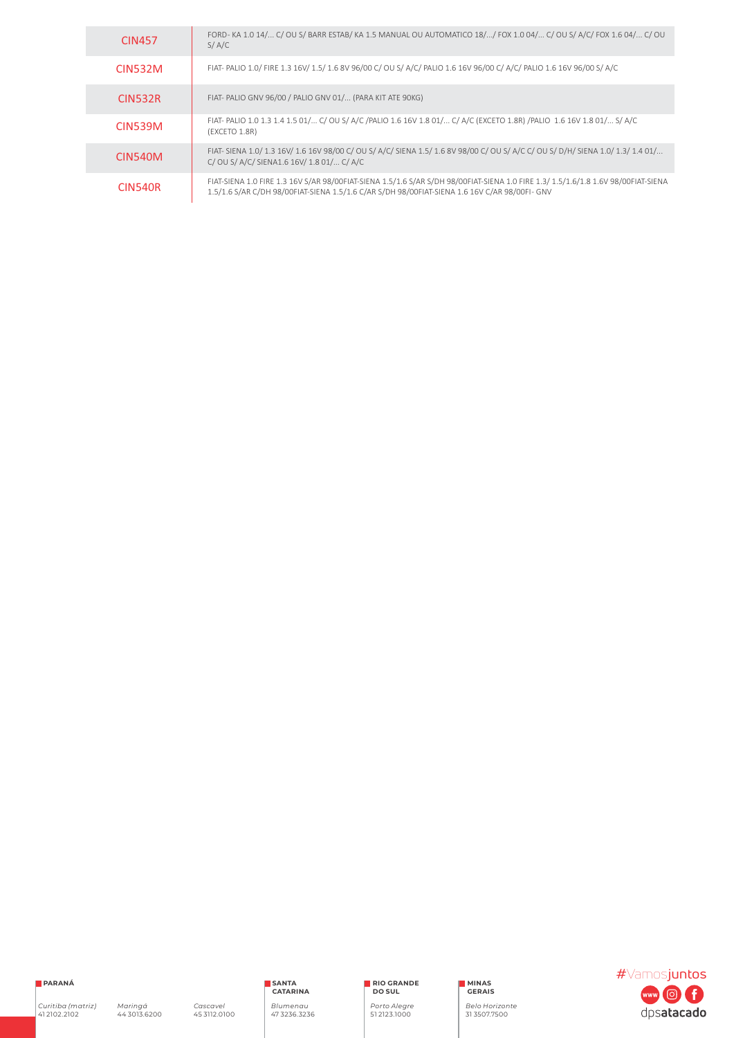| | |
|---|---|
| CIN457 | FORD- KA 1.0 14/... C/ OU S/ BARR ESTAB/ KA 1.5 MANUAL OU AUTOMATICO 18/.../ FOX 1.0 04/... C/ OU S/ A/C/ FOX 1.6 04/... C/ OU S/ A/C |
| CIN532M | FIAT- PALIO 1.0/ FIRE 1.3 16V/ 1.5/ 1.6 8V 96/00 C/ OU S/ A/C/ PALIO 1.6 16V 96/00 C/ A/C/ PALIO 1.6 16V 96/00 S/ A/C |
| CIN532R | FIAT- PALIO GNV 96/00 / PALIO GNV 01/... (PARA KIT ATE 90KG) |
| CIN539M | FIAT- PALIO 1.0 1.3 1.4 1.5 01/... C/ OU S/ A/C /PALIO 1.6 16V 1.8 01/... C/ A/C (EXCETO 1.8R) /PALIO 1.6 16V 1.8 01/... S/ A/C (EXCETO 1.8R) |
| CIN540M | FIAT- SIENA 1.0/ 1.3 16V/ 1.6 16V 98/00 C/ OU S/ A/C/ SIENA 1.5/ 1.6 8V 98/00 C/ OU S/ A/C C/ OU S/ D/H/ SIENA 1.0/ 1.3/ 1.4 01/... C/ OU S/ A/C/ SIENA1.6 16V/ 1.8 01/... C/ A/C |
| CIN540R | FIAT-SIENA 1.0 FIRE 1.3 16V S/AR 98/00FIAT-SIENA 1.5/1.6 S/AR S/DH 98/00FIAT-SIENA 1.0 FIRE 1.3/ 1.5/1.6/1.8 1.6V 98/00FIAT-SIENA 1.5/1.6 S/AR C/DH 98/00FIAT-SIENA 1.5/1.6 C/AR S/DH 98/00FIAT-SIENA 1.6 16V C/AR 98/00FI- GNV |